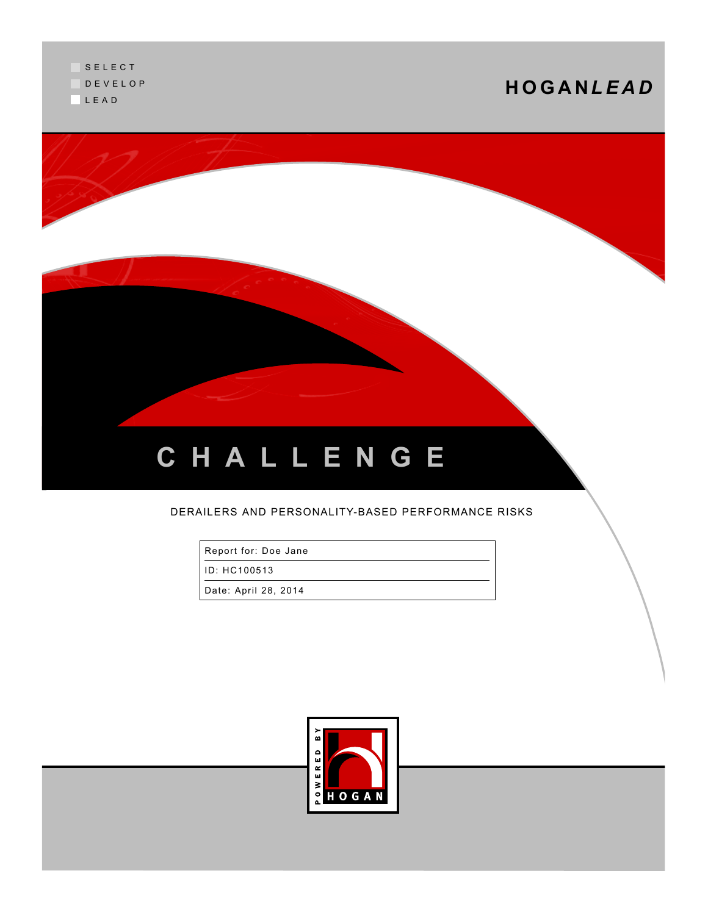SELECT
DEVELOP
LEAD

**HOGAN*LEAD***

# CHALLENGE

DERAILERS AND PERSONALITY-BASED PERFORMANCE RISKS

| Report for: Doe Jane |
| --- |
| ID: HC100513 |
| Date: April 28, 2014 |

POWERED BY HOGAN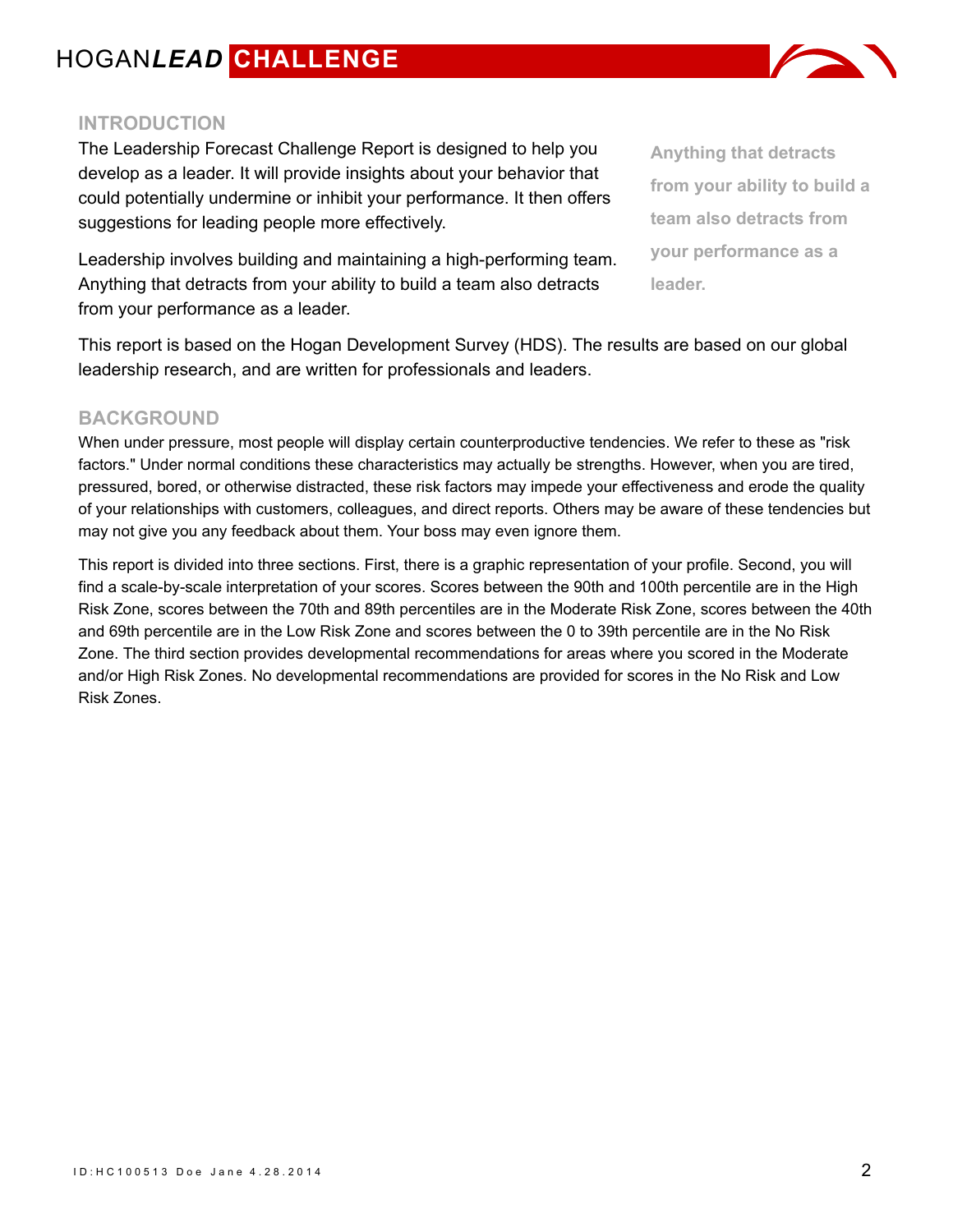## INTRODUCTION

The Leadership Forecast Challenge Report is designed to help you develop as a leader. It will provide insights about your behavior that could potentially undermine or inhibit your performance. It then offers suggestions for leading people more effectively.

Leadership involves building and maintaining a high-performing team. Anything that detracts from your ability to build a team also detracts from your performance as a leader.

> **Anything that detracts from your ability to build a team also detracts from your performance as a leader.**

This report is based on the Hogan Development Survey (HDS). The results are based on our global leadership research, and are written for professionals and leaders.

## BACKGROUND

When under pressure, most people will display certain counterproductive tendencies. We refer to these as "risk factors." Under normal conditions these characteristics may actually be strengths. However, when you are tired, pressured, bored, or otherwise distracted, these risk factors may impede your effectiveness and erode the quality of your relationships with customers, colleagues, and direct reports. Others may be aware of these tendencies but may not give you any feedback about them. Your boss may even ignore them.

This report is divided into three sections. First, there is a graphic representation of your profile. Second, you will find a scale-by-scale interpretation of your scores. Scores between the 90th and 100th percentile are in the High Risk Zone, scores between the 70th and 89th percentiles are in the Moderate Risk Zone, scores between the 40th and 69th percentile are in the Low Risk Zone and scores between the 0 to 39th percentile are in the No Risk Zone. The third section provides developmental recommendations for areas where you scored in the Moderate and/or High Risk Zones. No developmental recommendations are provided for scores in the No Risk and Low Risk Zones.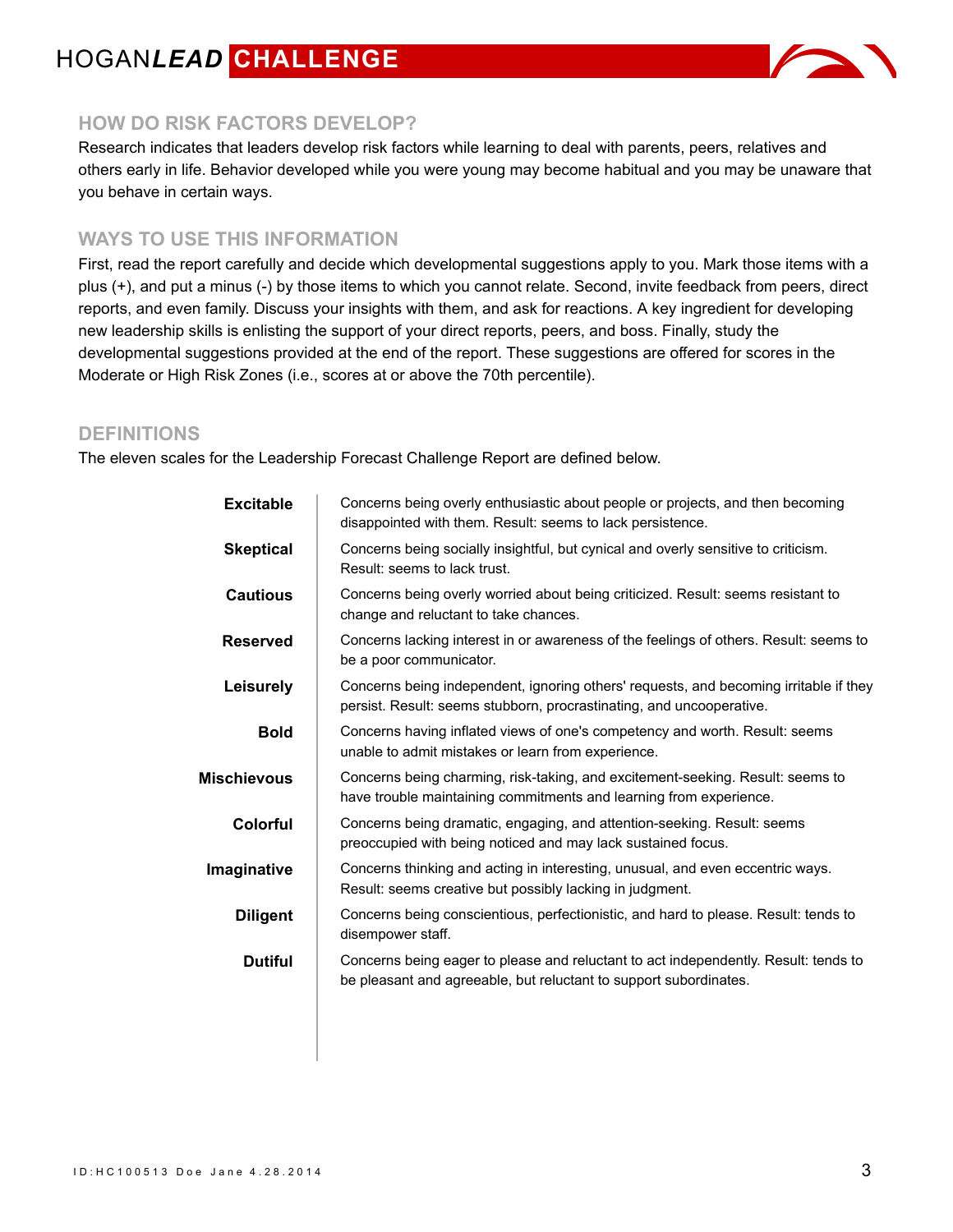## HOW DO RISK FACTORS DEVELOP?

Research indicates that leaders develop risk factors while learning to deal with parents, peers, relatives and others early in life. Behavior developed while you were young may become habitual and you may be unaware that you behave in certain ways.

## WAYS TO USE THIS INFORMATION

First, read the report carefully and decide which developmental suggestions apply to you. Mark those items with a plus (+), and put a minus (-) by those items to which you cannot relate. Second, invite feedback from peers, direct reports, and even family. Discuss your insights with them, and ask for reactions. A key ingredient for developing new leadership skills is enlisting the support of your direct reports, peers, and boss. Finally, study the developmental suggestions provided at the end of the report. These suggestions are offered for scores in the Moderate or High Risk Zones (i.e., scores at or above the 70th percentile).

## DEFINITIONS

The eleven scales for the Leadership Forecast Challenge Report are defined below.

| | |
|---|---|
| **Excitable** | Concerns being overly enthusiastic about people or projects, and then becoming disappointed with them. Result: seems to lack persistence. |
| **Skeptical** | Concerns being socially insightful, but cynical and overly sensitive to criticism. Result: seems to lack trust. |
| **Cautious** | Concerns being overly worried about being criticized. Result: seems resistant to change and reluctant to take chances. |
| **Reserved** | Concerns lacking interest in or awareness of the feelings of others. Result: seems to be a poor communicator. |
| **Leisurely** | Concerns being independent, ignoring others' requests, and becoming irritable if they persist. Result: seems stubborn, procrastinating, and uncooperative. |
| **Bold** | Concerns having inflated views of one's competency and worth. Result: seems unable to admit mistakes or learn from experience. |
| **Mischievous** | Concerns being charming, risk-taking, and excitement-seeking. Result: seems to have trouble maintaining commitments and learning from experience. |
| **Colorful** | Concerns being dramatic, engaging, and attention-seeking. Result: seems preoccupied with being noticed and may lack sustained focus. |
| **Imaginative** | Concerns thinking and acting in interesting, unusual, and even eccentric ways. Result: seems creative but possibly lacking in judgment. |
| **Diligent** | Concerns being conscientious, perfectionistic, and hard to please. Result: tends to disempower staff. |
| **Dutiful** | Concerns being eager to please and reluctant to act independently. Result: tends to be pleasant and agreeable, but reluctant to support subordinates. |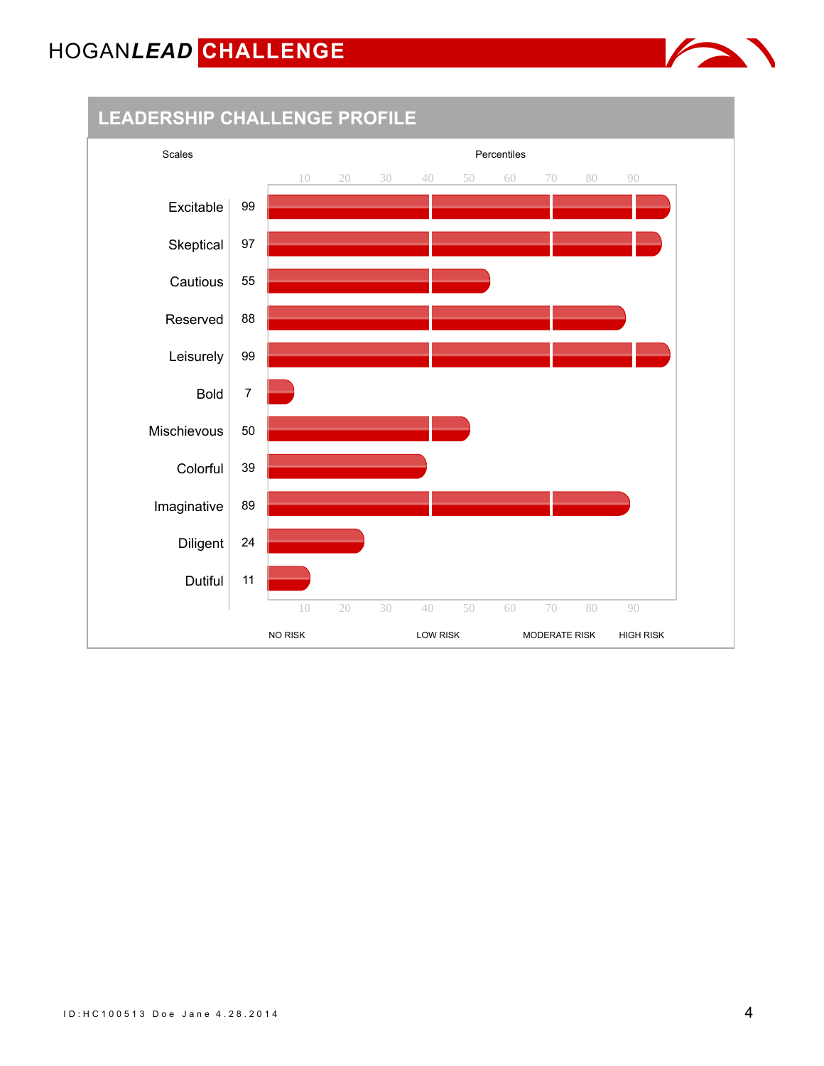## LEADERSHIP CHALLENGE PROFILE

| Scales | Percentiles |
| --- | --- |
| Excitable | 99 |
| Skeptical | 97 |
| Cautious | 55 |
| Reserved | 88 |
| Leisurely | 99 |
| Bold | 7 |
| Mischievous | 50 |
| Colorful | 39 |
| Imaginative | 89 |
| Diligent | 24 |
| Dutiful | 11 |

NO RISK LOW RISK MODERATE RISK HIGH RISK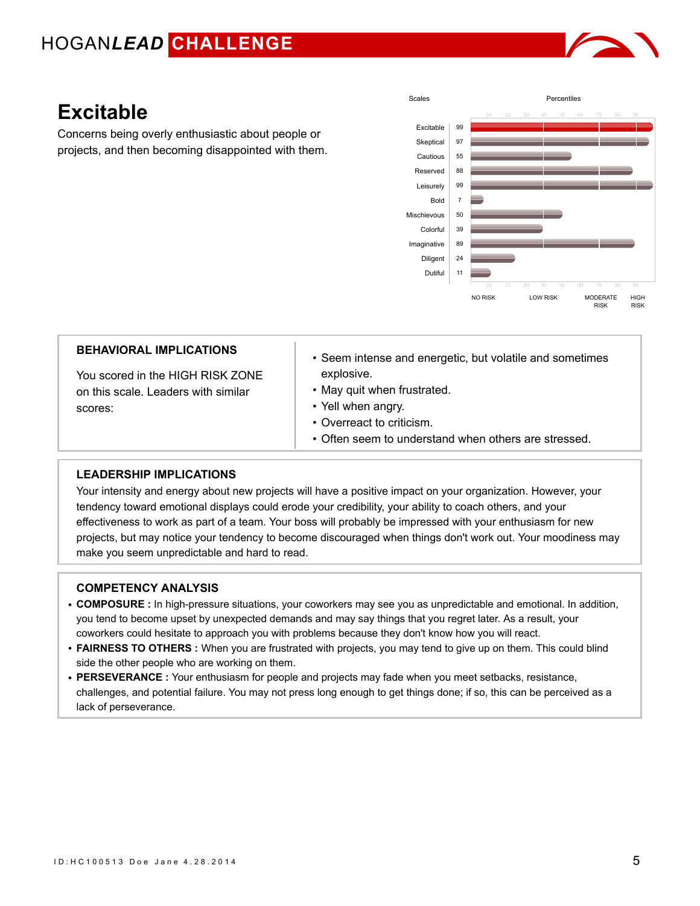# Excitable

Concerns being overly enthusiastic about people or projects, and then becoming disappointed with them.

| Scales | Percentiles |
|---|---|
| Excitable | 99 |
| Skeptical | 97 |
| Cautious | 55 |
| Reserved | 88 |
| Leisurely | 99 |
| Bold | 7 |
| Mischievous | 50 |
| Colorful | 39 |
| Imaginative | 89 |
| Diligent | 24 |
| Dutiful | 11 |

NO RISK · LOW RISK · MODERATE RISK · HIGH RISK

## BEHAVIORAL IMPLICATIONS

You scored in the HIGH RISK ZONE on this scale. Leaders with similar scores:

- Seem intense and energetic, but volatile and sometimes explosive.
- May quit when frustrated.
- Yell when angry.
- Overreact to criticism.
- Often seem to understand when others are stressed.

## LEADERSHIP IMPLICATIONS

Your intensity and energy about new projects will have a positive impact on your organization. However, your tendency toward emotional displays could erode your credibility, your ability to coach others, and your effectiveness to work as part of a team. Your boss will probably be impressed with your enthusiasm for new projects, but may notice your tendency to become discouraged when things don't work out. Your moodiness may make you seem unpredictable and hard to read.

## COMPETENCY ANALYSIS

- **COMPOSURE :** In high-pressure situations, your coworkers may see you as unpredictable and emotional. In addition, you tend to become upset by unexpected demands and may say things that you regret later. As a result, your coworkers could hesitate to approach you with problems because they don't know how you will react.
- **FAIRNESS TO OTHERS :** When you are frustrated with projects, you may tend to give up on them. This could blind side the other people who are working on them.
- **PERSEVERANCE :** Your enthusiasm for people and projects may fade when you meet setbacks, resistance, challenges, and potential failure. You may not press long enough to get things done; if so, this can be perceived as a lack of perseverance.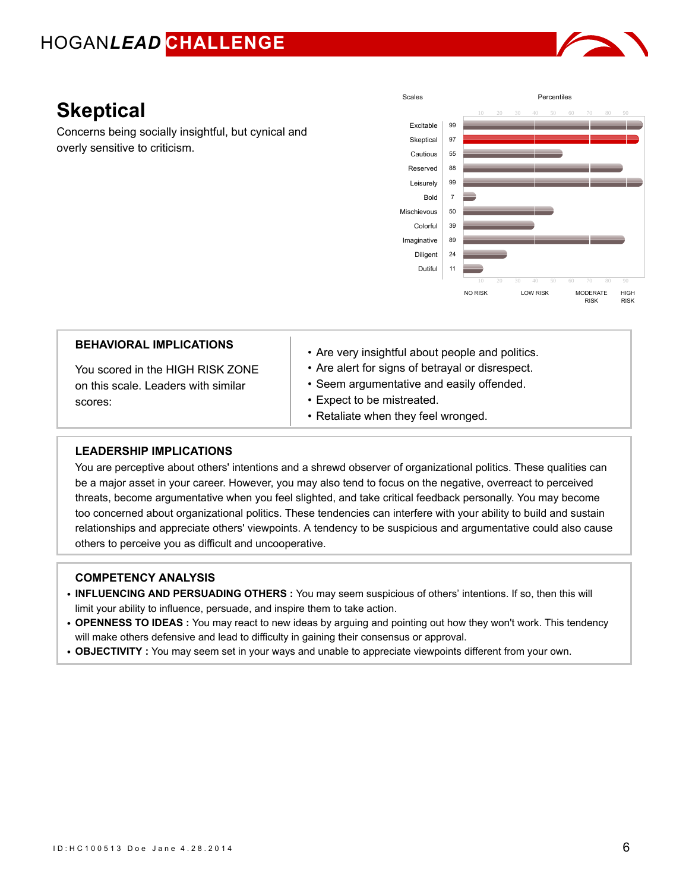# Skeptical

Concerns being socially insightful, but cynical and overly sensitive to criticism.

| Scales | Percentiles |
|---|---|
| Excitable | 99 |
| Skeptical | 97 |
| Cautious | 55 |
| Reserved | 88 |
| Leisurely | 99 |
| Bold | 7 |
| Mischievous | 50 |
| Colorful | 39 |
| Imaginative | 89 |
| Diligent | 24 |
| Dutiful | 11 |

NO RISK | LOW RISK | MODERATE RISK | HIGH RISK

## BEHAVIORAL IMPLICATIONS

You scored in the HIGH RISK ZONE on this scale. Leaders with similar scores:

- Are very insightful about people and politics.
- Are alert for signs of betrayal or disrespect.
- Seem argumentative and easily offended.
- Expect to be mistreated.
- Retaliate when they feel wronged.

## LEADERSHIP IMPLICATIONS

You are perceptive about others' intentions and a shrewd observer of organizational politics. These qualities can be a major asset in your career. However, you may also tend to focus on the negative, overreact to perceived threats, become argumentative when you feel slighted, and take critical feedback personally. You may become too concerned about organizational politics. These tendencies can interfere with your ability to build and sustain relationships and appreciate others' viewpoints. A tendency to be suspicious and argumentative could also cause others to perceive you as difficult and uncooperative.

## COMPETENCY ANALYSIS

- **INFLUENCING AND PERSUADING OTHERS :** You may seem suspicious of others' intentions. If so, then this will limit your ability to influence, persuade, and inspire them to take action.
- **OPENNESS TO IDEAS :** You may react to new ideas by arguing and pointing out how they won't work. This tendency will make others defensive and lead to difficulty in gaining their consensus or approval.
- **OBJECTIVITY :** You may seem set in your ways and unable to appreciate viewpoints different from your own.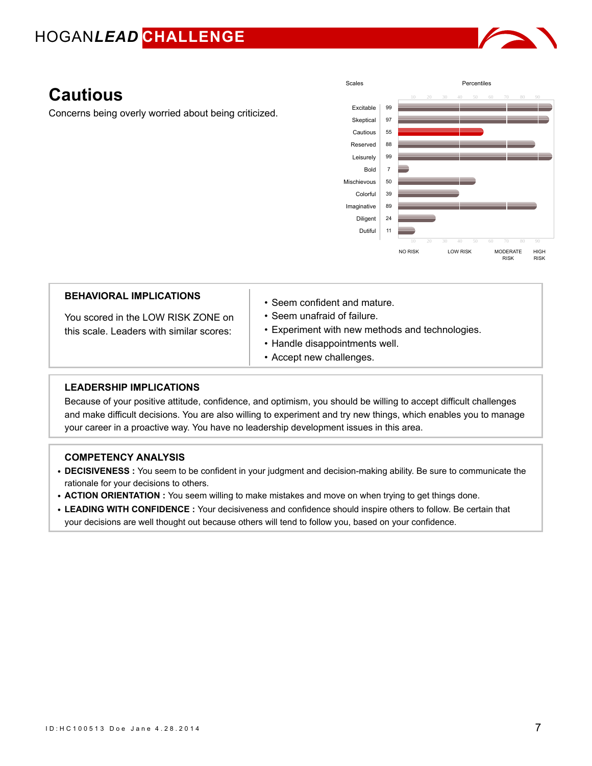## Cautious

Concerns being overly worried about being criticized.

| Scales | Percentiles |
| --- | --- |
| Excitable | 99 |
| Skeptical | 97 |
| Cautious | 55 |
| Reserved | 88 |
| Leisurely | 99 |
| Bold | 7 |
| Mischievous | 50 |
| Colorful | 39 |
| Imaginative | 89 |
| Diligent | 24 |
| Dutiful | 11 |

NO RISK | LOW RISK | MODERATE RISK | HIGH RISK

### BEHAVIORAL IMPLICATIONS

You scored in the LOW RISK ZONE on this scale. Leaders with similar scores:

- Seem confident and mature.
- Seem unafraid of failure.
- Experiment with new methods and technologies.
- Handle disappointments well.
- Accept new challenges.

### LEADERSHIP IMPLICATIONS

Because of your positive attitude, confidence, and optimism, you should be willing to accept difficult challenges and make difficult decisions. You are also willing to experiment and try new things, which enables you to manage your career in a proactive way. You have no leadership development issues in this area.

### COMPETENCY ANALYSIS

- **DECISIVENESS :** You seem to be confident in your judgment and decision-making ability. Be sure to communicate the rationale for your decisions to others.
- **ACTION ORIENTATION :** You seem willing to make mistakes and move on when trying to get things done.
- **LEADING WITH CONFIDENCE :** Your decisiveness and confidence should inspire others to follow. Be certain that your decisions are well thought out because others will tend to follow you, based on your confidence.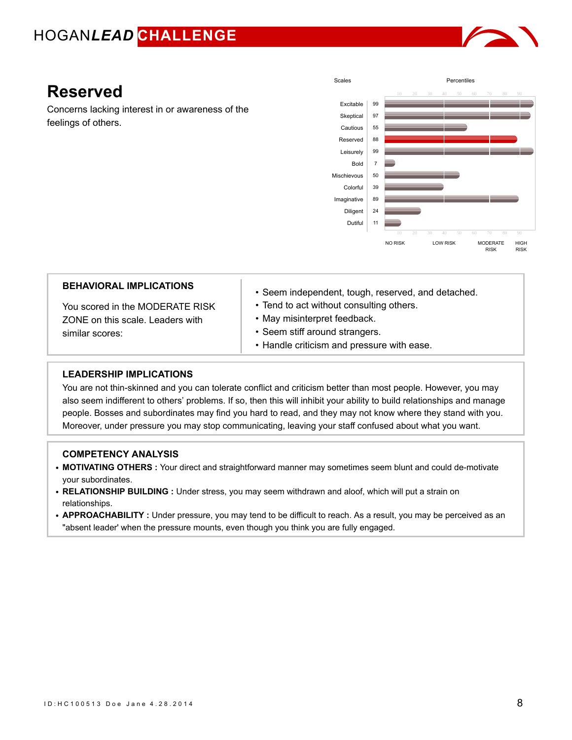# Reserved

Concerns lacking interest in or awareness of the feelings of others.

| Scales | Percentiles |
| --- | --- |
| Excitable | 99 |
| Skeptical | 97 |
| Cautious | 55 |
| Reserved | 88 |
| Leisurely | 99 |
| Bold | 7 |
| Mischievous | 50 |
| Colorful | 39 |
| Imaginative | 89 |
| Diligent | 24 |
| Dutiful | 11 |

NO RISK — LOW RISK — MODERATE RISK — HIGH RISK

## BEHAVIORAL IMPLICATIONS

You scored in the MODERATE RISK ZONE on this scale. Leaders with similar scores:

- Seem independent, tough, reserved, and detached.
- Tend to act without consulting others.
- May misinterpret feedback.
- Seem stiff around strangers.
- Handle criticism and pressure with ease.

## LEADERSHIP IMPLICATIONS

You are not thin-skinned and you can tolerate conflict and criticism better than most people. However, you may also seem indifferent to others' problems. If so, then this will inhibit your ability to build relationships and manage people. Bosses and subordinates may find you hard to read, and they may not know where they stand with you. Moreover, under pressure you may stop communicating, leaving your staff confused about what you want.

## COMPETENCY ANALYSIS

- **MOTIVATING OTHERS :** Your direct and straightforward manner may sometimes seem blunt and could de-motivate your subordinates.
- **RELATIONSHIP BUILDING :** Under stress, you may seem withdrawn and aloof, which will put a strain on relationships.
- **APPROACHABILITY :** Under pressure, you may tend to be difficult to reach. As a result, you may be perceived as an "absent leader' when the pressure mounts, even though you think you are fully engaged.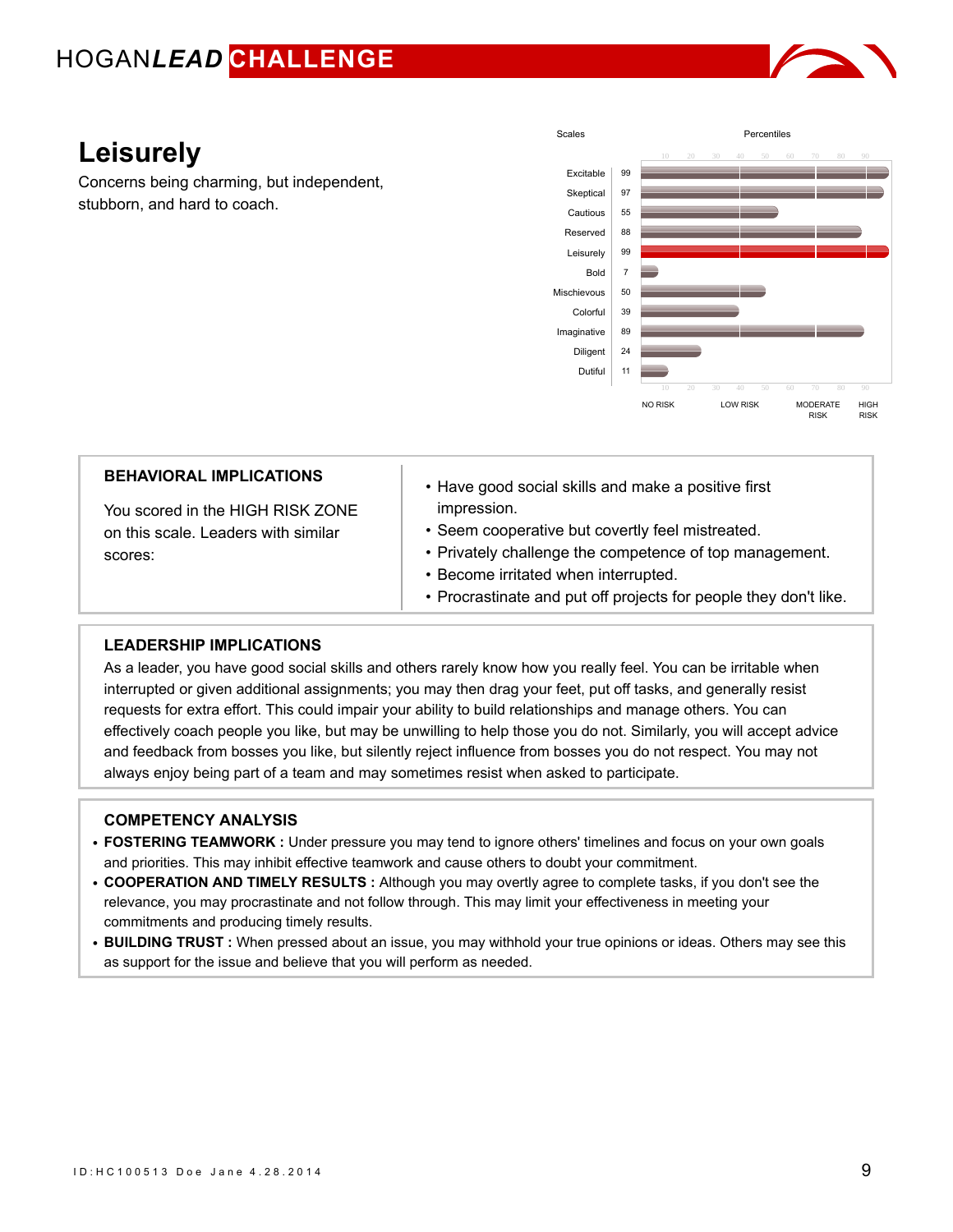# Leisurely

Concerns being charming, but independent, stubborn, and hard to coach.

| Scales | Percentiles |
|---|---|
| Excitable | 99 |
| Skeptical | 97 |
| Cautious | 55 |
| Reserved | 88 |
| Leisurely | 99 |
| Bold | 7 |
| Mischievous | 50 |
| Colorful | 39 |
| Imaginative | 89 |
| Diligent | 24 |
| Dutiful | 11 |

NO RISK | LOW RISK | MODERATE RISK | HIGH RISK

## BEHAVIORAL IMPLICATIONS

You scored in the HIGH RISK ZONE on this scale. Leaders with similar scores:

- Have good social skills and make a positive first impression.
- Seem cooperative but covertly feel mistreated.
- Privately challenge the competence of top management.
- Become irritated when interrupted.
- Procrastinate and put off projects for people they don't like.

## LEADERSHIP IMPLICATIONS

As a leader, you have good social skills and others rarely know how you really feel. You can be irritable when interrupted or given additional assignments; you may then drag your feet, put off tasks, and generally resist requests for extra effort. This could impair your ability to build relationships and manage others. You can effectively coach people you like, but may be unwilling to help those you do not. Similarly, you will accept advice and feedback from bosses you like, but silently reject influence from bosses you do not respect. You may not always enjoy being part of a team and may sometimes resist when asked to participate.

## COMPETENCY ANALYSIS

- **FOSTERING TEAMWORK :** Under pressure you may tend to ignore others' timelines and focus on your own goals and priorities. This may inhibit effective teamwork and cause others to doubt your commitment.
- **COOPERATION AND TIMELY RESULTS :** Although you may overtly agree to complete tasks, if you don't see the relevance, you may procrastinate and not follow through. This may limit your effectiveness in meeting your commitments and producing timely results.
- **BUILDING TRUST :** When pressed about an issue, you may withhold your true opinions or ideas. Others may see this as support for the issue and believe that you will perform as needed.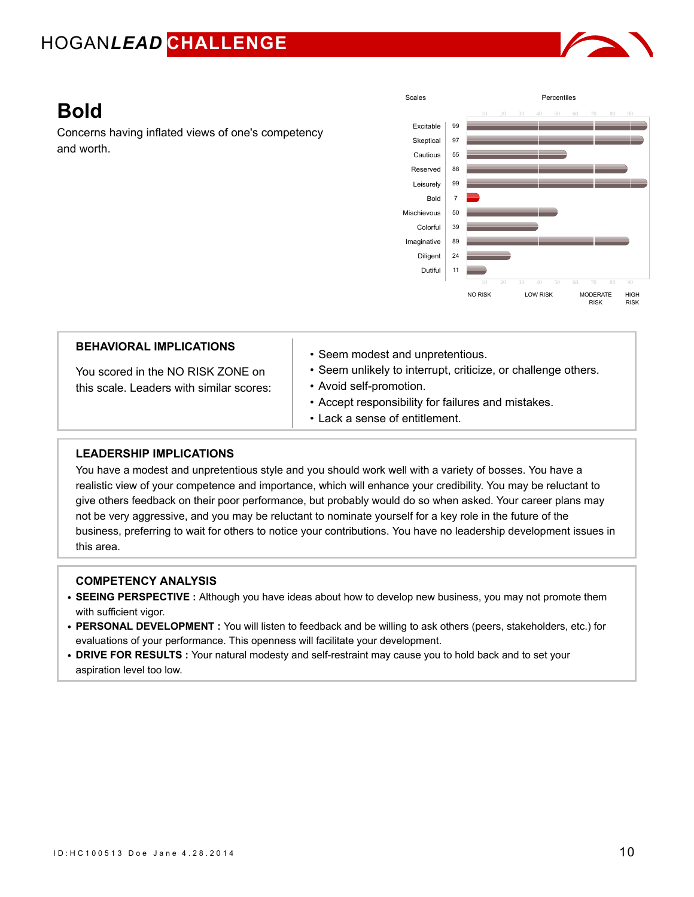# Bold

Concerns having inflated views of one's competency and worth.

| Scales | Percentiles |
|---|---|
| Excitable | 99 |
| Skeptical | 97 |
| Cautious | 55 |
| Reserved | 88 |
| Leisurely | 99 |
| Bold | 7 |
| Mischievous | 50 |
| Colorful | 39 |
| Imaginative | 89 |
| Diligent | 24 |
| Dutiful | 11 |

NO RISK | LOW RISK | MODERATE RISK | HIGH RISK

## BEHAVIORAL IMPLICATIONS

You scored in the NO RISK ZONE on this scale. Leaders with similar scores:

- Seem modest and unpretentious.
- Seem unlikely to interrupt, criticize, or challenge others.
- Avoid self-promotion.
- Accept responsibility for failures and mistakes.
- Lack a sense of entitlement.

## LEADERSHIP IMPLICATIONS

You have a modest and unpretentious style and you should work well with a variety of bosses. You have a realistic view of your competence and importance, which will enhance your credibility. You may be reluctant to give others feedback on their poor performance, but probably would do so when asked. Your career plans may not be very aggressive, and you may be reluctant to nominate yourself for a key role in the future of the business, preferring to wait for others to notice your contributions. You have no leadership development issues in this area.

## COMPETENCY ANALYSIS

- **SEEING PERSPECTIVE :** Although you have ideas about how to develop new business, you may not promote them with sufficient vigor.
- **PERSONAL DEVELOPMENT :** You will listen to feedback and be willing to ask others (peers, stakeholders, etc.) for evaluations of your performance. This openness will facilitate your development.
- **DRIVE FOR RESULTS :** Your natural modesty and self-restraint may cause you to hold back and to set your aspiration level too low.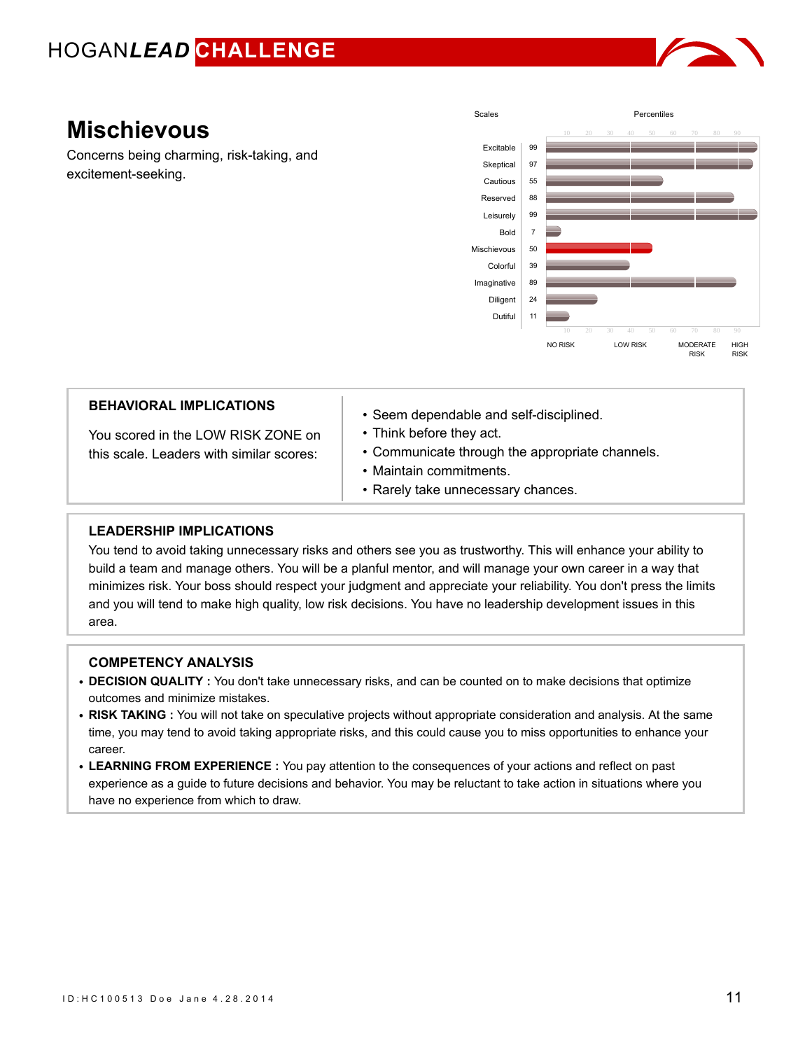# Mischievous

Concerns being charming, risk-taking, and excitement-seeking.

| Scales | Percentiles |
|---|---|
| Excitable | 99 |
| Skeptical | 97 |
| Cautious | 55 |
| Reserved | 88 |
| Leisurely | 99 |
| Bold | 7 |
| Mischievous | 50 |
| Colorful | 39 |
| Imaginative | 89 |
| Diligent | 24 |
| Dutiful | 11 |

NO RISK | LOW RISK | MODERATE RISK | HIGH RISK

### BEHAVIORAL IMPLICATIONS

You scored in the LOW RISK ZONE on this scale. Leaders with similar scores:

- Seem dependable and self-disciplined.
- Think before they act.
- Communicate through the appropriate channels.
- Maintain commitments.
- Rarely take unnecessary chances.

### LEADERSHIP IMPLICATIONS

You tend to avoid taking unnecessary risks and others see you as trustworthy. This will enhance your ability to build a team and manage others. You will be a planful mentor, and will manage your own career in a way that minimizes risk. Your boss should respect your judgment and appreciate your reliability. You don't press the limits and you will tend to make high quality, low risk decisions. You have no leadership development issues in this area.

### COMPETENCY ANALYSIS

- **DECISION QUALITY :** You don't take unnecessary risks, and can be counted on to make decisions that optimize outcomes and minimize mistakes.
- **RISK TAKING :** You will not take on speculative projects without appropriate consideration and analysis. At the same time, you may tend to avoid taking appropriate risks, and this could cause you to miss opportunities to enhance your career.
- **LEARNING FROM EXPERIENCE :** You pay attention to the consequences of your actions and reflect on past experience as a guide to future decisions and behavior. You may be reluctant to take action in situations where you have no experience from which to draw.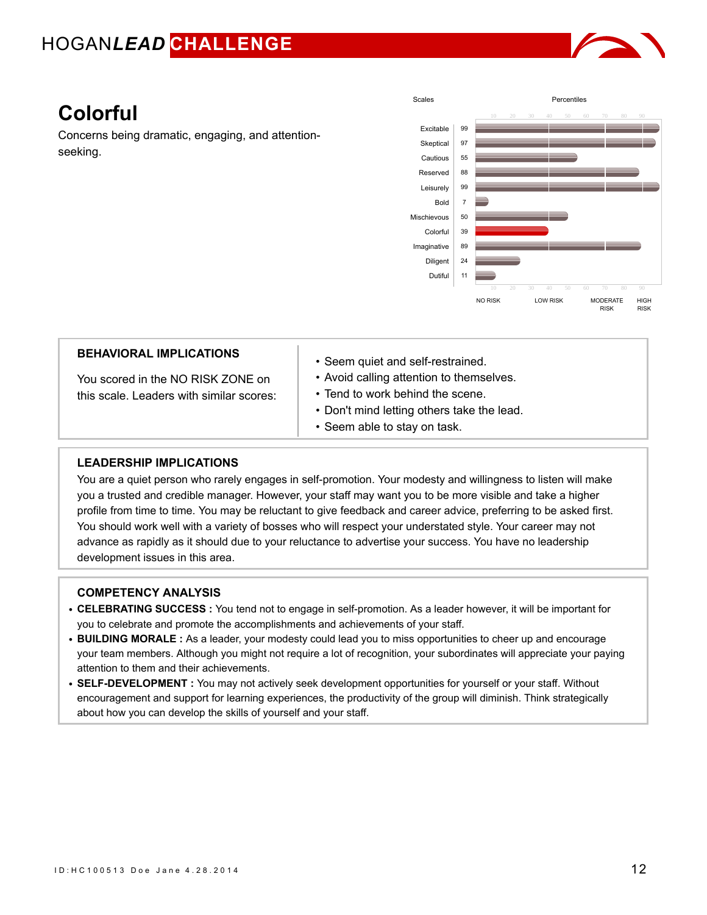# Colorful

Concerns being dramatic, engaging, and attention-seeking.

| Scales | Percentiles |
|---|---|
| Excitable | 99 |
| Skeptical | 97 |
| Cautious | 55 |
| Reserved | 88 |
| Leisurely | 99 |
| Bold | 7 |
| Mischievous | 50 |
| Colorful | 39 |
| Imaginative | 89 |
| Diligent | 24 |
| Dutiful | 11 |

NO RISK | LOW RISK | MODERATE RISK | HIGH RISK

## BEHAVIORAL IMPLICATIONS

You scored in the NO RISK ZONE on this scale. Leaders with similar scores:

- Seem quiet and self-restrained.
- Avoid calling attention to themselves.
- Tend to work behind the scene.
- Don't mind letting others take the lead.
- Seem able to stay on task.

## LEADERSHIP IMPLICATIONS

You are a quiet person who rarely engages in self-promotion. Your modesty and willingness to listen will make you a trusted and credible manager. However, your staff may want you to be more visible and take a higher profile from time to time. You may be reluctant to give feedback and career advice, preferring to be asked first. You should work well with a variety of bosses who will respect your understated style. Your career may not advance as rapidly as it should due to your reluctance to advertise your success. You have no leadership development issues in this area.

## COMPETENCY ANALYSIS

- **CELEBRATING SUCCESS :** You tend not to engage in self-promotion. As a leader however, it will be important for you to celebrate and promote the accomplishments and achievements of your staff.
- **BUILDING MORALE :** As a leader, your modesty could lead you to miss opportunities to cheer up and encourage your team members. Although you might not require a lot of recognition, your subordinates will appreciate your paying attention to them and their achievements.
- **SELF-DEVELOPMENT :** You may not actively seek development opportunities for yourself or your staff. Without encouragement and support for learning experiences, the productivity of the group will diminish. Think strategically about how you can develop the skills of yourself and your staff.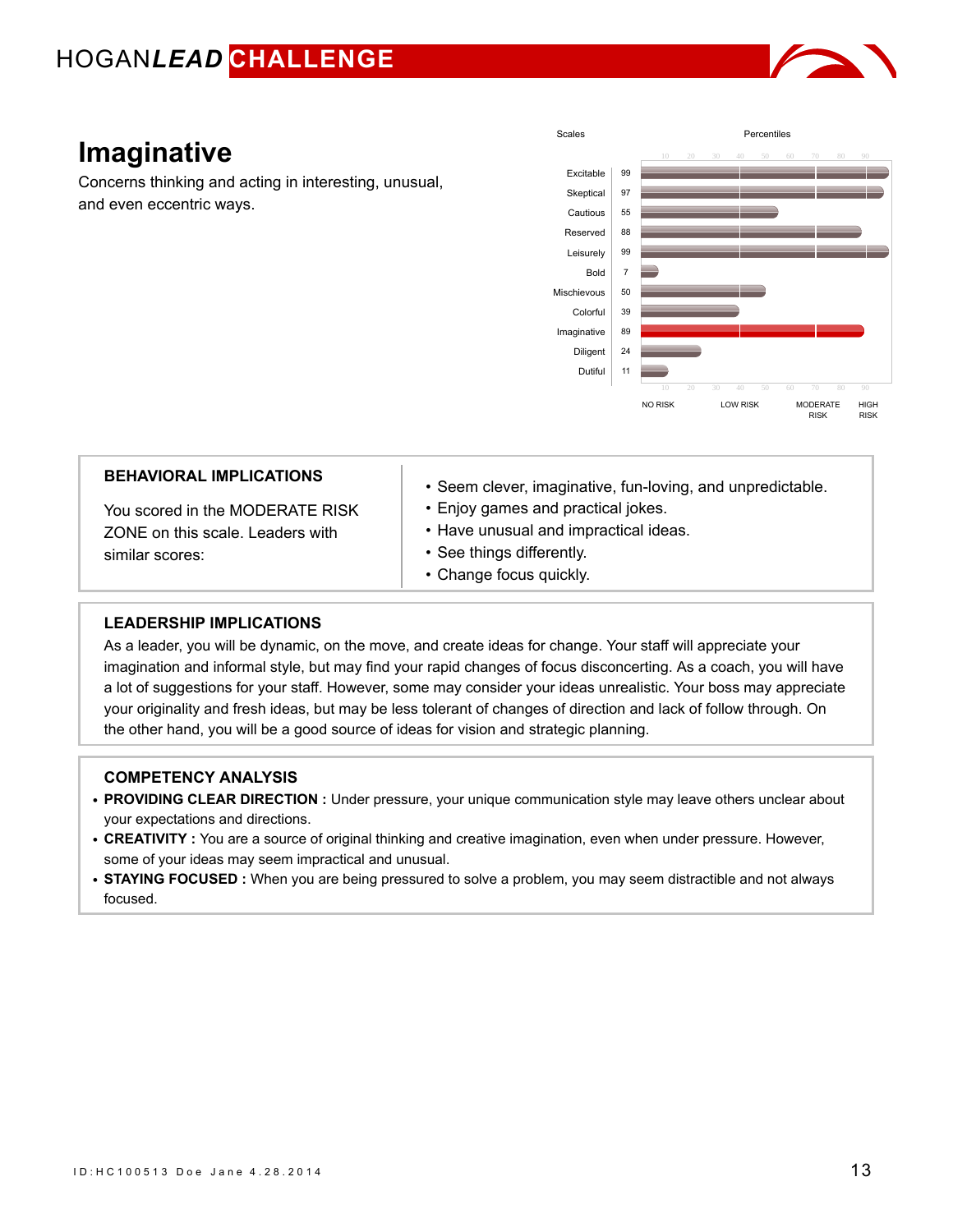## Imaginative

Concerns thinking and acting in interesting, unusual, and even eccentric ways.

| Scales | Percentiles |
|---|---|
| Excitable | 99 |
| Skeptical | 97 |
| Cautious | 55 |
| Reserved | 88 |
| Leisurely | 99 |
| Bold | 7 |
| Mischievous | 50 |
| Colorful | 39 |
| Imaginative | 89 |
| Diligent | 24 |
| Dutiful | 11 |

NO RISK | LOW RISK | MODERATE RISK | HIGH RISK

### BEHAVIORAL IMPLICATIONS

You scored in the MODERATE RISK ZONE on this scale. Leaders with similar scores:

- Seem clever, imaginative, fun-loving, and unpredictable.
- Enjoy games and practical jokes.
- Have unusual and impractical ideas.
- See things differently.
- Change focus quickly.

### LEADERSHIP IMPLICATIONS

As a leader, you will be dynamic, on the move, and create ideas for change. Your staff will appreciate your imagination and informal style, but may find your rapid changes of focus disconcerting. As a coach, you will have a lot of suggestions for your staff. However, some may consider your ideas unrealistic. Your boss may appreciate your originality and fresh ideas, but may be less tolerant of changes of direction and lack of follow through. On the other hand, you will be a good source of ideas for vision and strategic planning.

### COMPETENCY ANALYSIS

- **PROVIDING CLEAR DIRECTION :** Under pressure, your unique communication style may leave others unclear about your expectations and directions.
- **CREATIVITY :** You are a source of original thinking and creative imagination, even when under pressure. However, some of your ideas may seem impractical and unusual.
- **STAYING FOCUSED :** When you are being pressured to solve a problem, you may seem distractible and not always focused.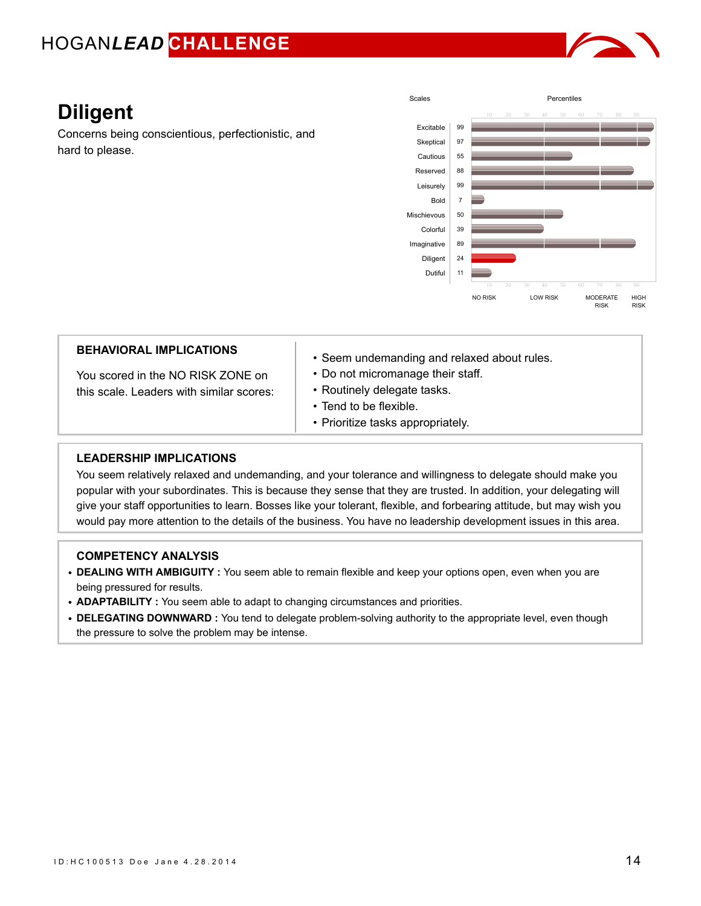# Diligent

Concerns being conscientious, perfectionistic, and hard to please.

| Scales | Percentiles |
|---|---|
| Excitable | 99 |
| Skeptical | 97 |
| Cautious | 55 |
| Reserved | 88 |
| Leisurely | 99 |
| Bold | 7 |
| Mischievous | 50 |
| Colorful | 39 |
| Imaginative | 89 |
| Diligent | 24 |
| Dutiful | 11 |

NO RISK | LOW RISK | MODERATE RISK | HIGH RISK

## BEHAVIORAL IMPLICATIONS

You scored in the NO RISK ZONE on this scale. Leaders with similar scores:

- Seem undemanding and relaxed about rules.
- Do not micromanage their staff.
- Routinely delegate tasks.
- Tend to be flexible.
- Prioritize tasks appropriately.

## LEADERSHIP IMPLICATIONS

You seem relatively relaxed and undemanding, and your tolerance and willingness to delegate should make you popular with your subordinates. This is because they sense that they are trusted. In addition, your delegating will give your staff opportunities to learn. Bosses like your tolerant, flexible, and forbearing attitude, but may wish you would pay more attention to the details of the business. You have no leadership development issues in this area.

## COMPETENCY ANALYSIS

- **DEALING WITH AMBIGUITY :** You seem able to remain flexible and keep your options open, even when you are being pressured for results.
- **ADAPTABILITY :** You seem able to adapt to changing circumstances and priorities.
- **DELEGATING DOWNWARD :** You tend to delegate problem-solving authority to the appropriate level, even though the pressure to solve the problem may be intense.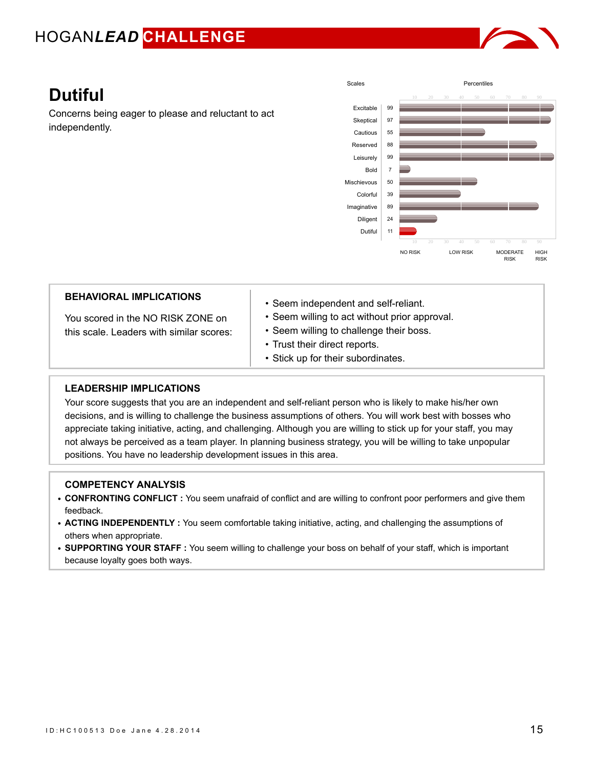# Dutiful

Concerns being eager to please and reluctant to act independently.

| Scales | Percentiles |
|---|---|
| Excitable | 99 |
| Skeptical | 97 |
| Cautious | 55 |
| Reserved | 88 |
| Leisurely | 99 |
| Bold | 7 |
| Mischievous | 50 |
| Colorful | 39 |
| Imaginative | 89 |
| Diligent | 24 |
| Dutiful | 11 |

NO RISK · LOW RISK · MODERATE RISK · HIGH RISK

## BEHAVIORAL IMPLICATIONS

You scored in the NO RISK ZONE on this scale. Leaders with similar scores:

- Seem independent and self-reliant.
- Seem willing to act without prior approval.
- Seem willing to challenge their boss.
- Trust their direct reports.
- Stick up for their subordinates.

## LEADERSHIP IMPLICATIONS

Your score suggests that you are an independent and self-reliant person who is likely to make his/her own decisions, and is willing to challenge the business assumptions of others. You will work best with bosses who appreciate taking initiative, acting, and challenging. Although you are willing to stick up for your staff, you may not always be perceived as a team player. In planning business strategy, you will be willing to take unpopular positions. You have no leadership development issues in this area.

## COMPETENCY ANALYSIS

- **CONFRONTING CONFLICT :** You seem unafraid of conflict and are willing to confront poor performers and give them feedback.
- **ACTING INDEPENDENTLY :** You seem comfortable taking initiative, acting, and challenging the assumptions of others when appropriate.
- **SUPPORTING YOUR STAFF :** You seem willing to challenge your boss on behalf of your staff, which is important because loyalty goes both ways.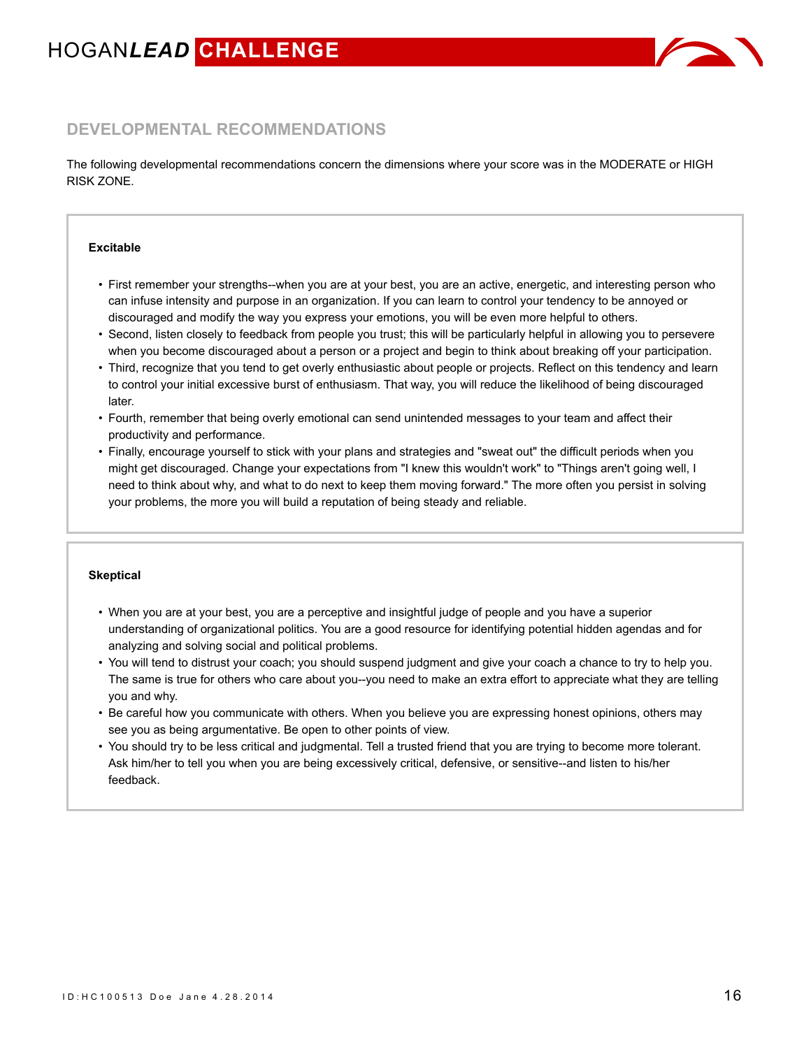## DEVELOPMENTAL RECOMMENDATIONS

The following developmental recommendations concern the dimensions where your score was in the MODERATE or HIGH RISK ZONE.

**Excitable**

- First remember your strengths--when you are at your best, you are an active, energetic, and interesting person who can infuse intensity and purpose in an organization. If you can learn to control your tendency to be annoyed or discouraged and modify the way you express your emotions, you will be even more helpful to others.
- Second, listen closely to feedback from people you trust; this will be particularly helpful in allowing you to persevere when you become discouraged about a person or a project and begin to think about breaking off your participation.
- Third, recognize that you tend to get overly enthusiastic about people or projects. Reflect on this tendency and learn to control your initial excessive burst of enthusiasm. That way, you will reduce the likelihood of being discouraged later.
- Fourth, remember that being overly emotional can send unintended messages to your team and affect their productivity and performance.
- Finally, encourage yourself to stick with your plans and strategies and "sweat out" the difficult periods when you might get discouraged. Change your expectations from "I knew this wouldn't work" to "Things aren't going well, I need to think about why, and what to do next to keep them moving forward." The more often you persist in solving your problems, the more you will build a reputation of being steady and reliable.

**Skeptical**

- When you are at your best, you are a perceptive and insightful judge of people and you have a superior understanding of organizational politics. You are a good resource for identifying potential hidden agendas and for analyzing and solving social and political problems.
- You will tend to distrust your coach; you should suspend judgment and give your coach a chance to try to help you. The same is true for others who care about you--you need to make an extra effort to appreciate what they are telling you and why.
- Be careful how you communicate with others. When you believe you are expressing honest opinions, others may see you as being argumentative. Be open to other points of view.
- You should try to be less critical and judgmental. Tell a trusted friend that you are trying to become more tolerant. Ask him/her to tell you when you are being excessively critical, defensive, or sensitive--and listen to his/her feedback.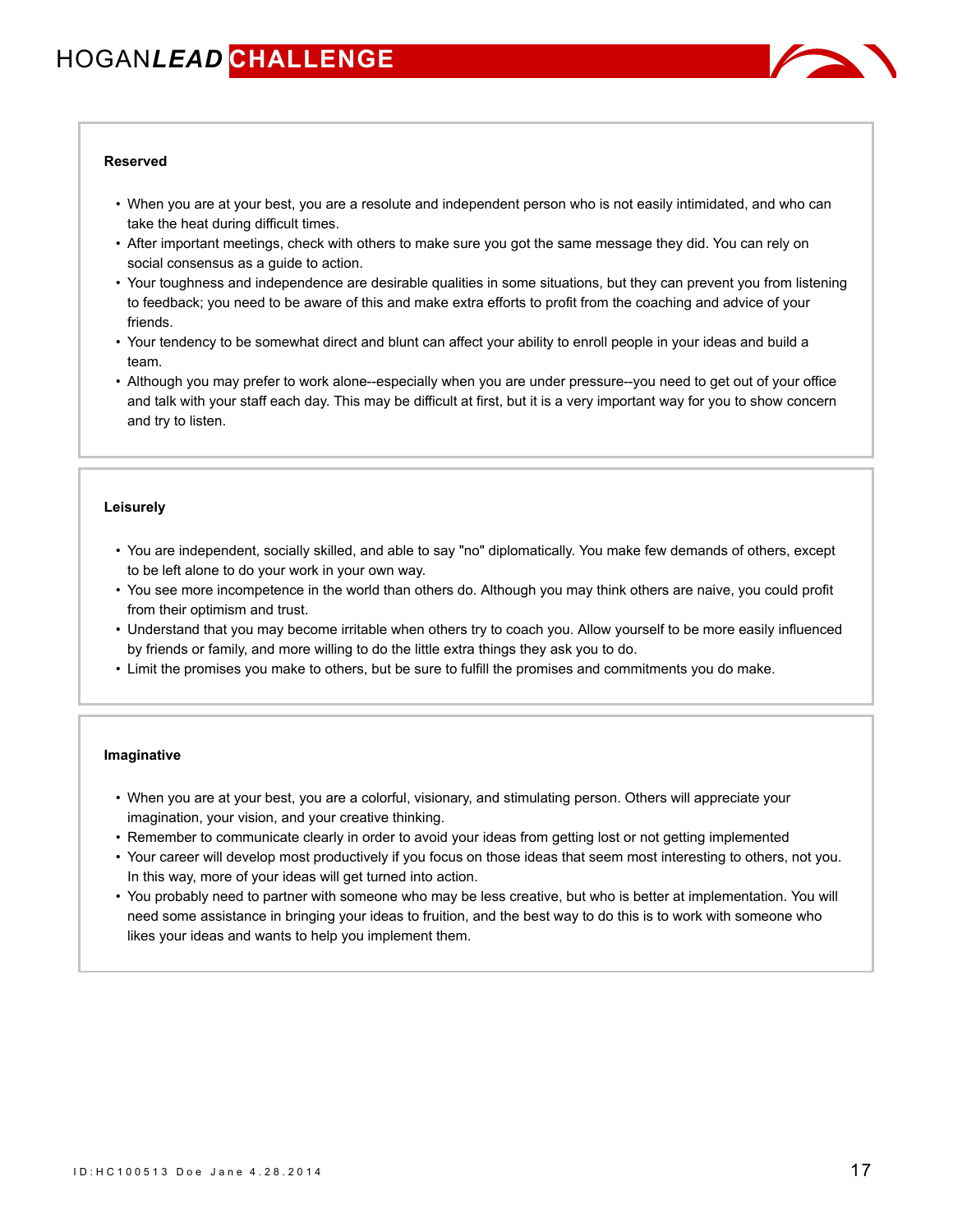### Reserved

- When you are at your best, you are a resolute and independent person who is not easily intimidated, and who can take the heat during difficult times.
- After important meetings, check with others to make sure you got the same message they did. You can rely on social consensus as a guide to action.
- Your toughness and independence are desirable qualities in some situations, but they can prevent you from listening to feedback; you need to be aware of this and make extra efforts to profit from the coaching and advice of your friends.
- Your tendency to be somewhat direct and blunt can affect your ability to enroll people in your ideas and build a team.
- Although you may prefer to work alone--especially when you are under pressure--you need to get out of your office and talk with your staff each day. This may be difficult at first, but it is a very important way for you to show concern and try to listen.

### Leisurely

- You are independent, socially skilled, and able to say "no" diplomatically. You make few demands of others, except to be left alone to do your work in your own way.
- You see more incompetence in the world than others do. Although you may think others are naive, you could profit from their optimism and trust.
- Understand that you may become irritable when others try to coach you. Allow yourself to be more easily influenced by friends or family, and more willing to do the little extra things they ask you to do.
- Limit the promises you make to others, but be sure to fulfill the promises and commitments you do make.

### Imaginative

- When you are at your best, you are a colorful, visionary, and stimulating person. Others will appreciate your imagination, your vision, and your creative thinking.
- Remember to communicate clearly in order to avoid your ideas from getting lost or not getting implemented
- Your career will develop most productively if you focus on those ideas that seem most interesting to others, not you. In this way, more of your ideas will get turned into action.
- You probably need to partner with someone who may be less creative, but who is better at implementation. You will need some assistance in bringing your ideas to fruition, and the best way to do this is to work with someone who likes your ideas and wants to help you implement them.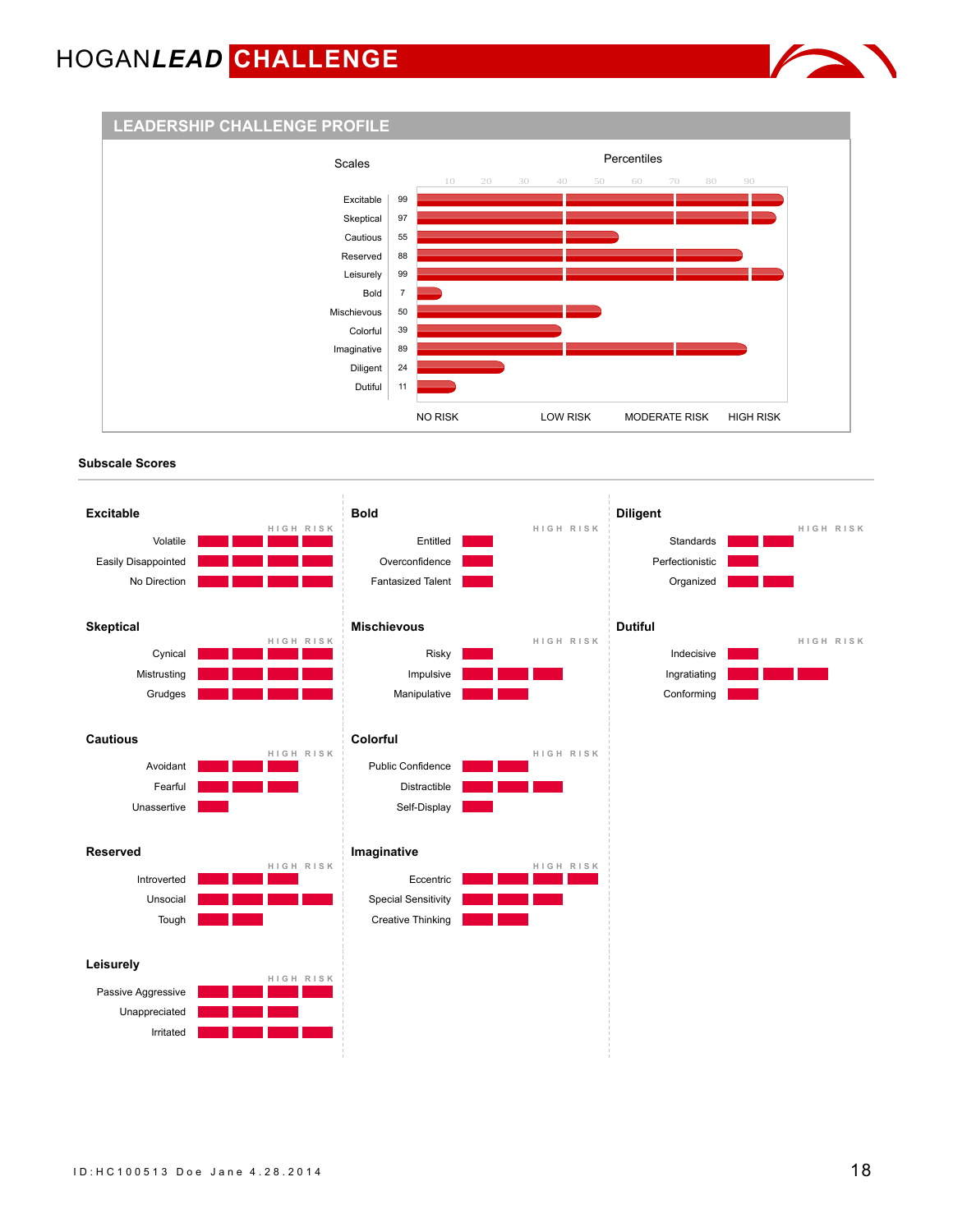## LEADERSHIP CHALLENGE PROFILE

Scales

Percentiles

10 20 30 40 50 60 70 80 90

Excitable 99
Skeptical 97
Cautious 55
Reserved 88
Leisurely 99
Bold 7
Mischievous 50
Colorful 39
Imaginative 89
Diligent 24
Dutiful 11

NO RISK   LOW RISK   MODERATE RISK   HIGH RISK

### Subscale Scores

**Excitable**

HIGH RISK

Volatile
Easily Disappointed
No Direction

**Skeptical**

HIGH RISK

Cynical
Mistrusting
Grudges

**Cautious**

HIGH RISK

Avoidant
Fearful
Unassertive

**Reserved**

HIGH RISK

Introverted
Unsocial
Tough

**Leisurely**

HIGH RISK

Passive Aggressive
Unappreciated
Irritated

**Bold**

HIGH RISK

Entitled
Overconfidence
Fantasized Talent

**Mischievous**

HIGH RISK

Risky
Impulsive
Manipulative

**Colorful**

HIGH RISK

Public Confidence
Distractible
Self-Display

**Imaginative**

HIGH RISK

Eccentric
Special Sensitivity
Creative Thinking

**Diligent**

HIGH RISK

Standards
Perfectionistic
Organized

**Dutiful**

HIGH RISK

Indecisive
Ingratiating
Conforming

ID:HC100513 Doe Jane 4.28.2014